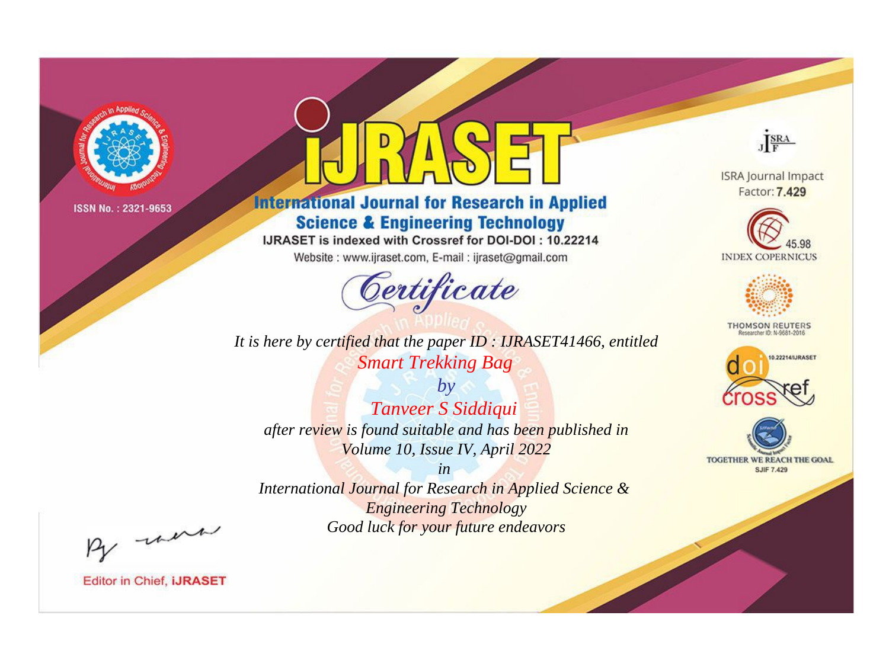ISSN No. : 2321-9653

# iJRASET

## International Journal for Research in Applied Science & Engineering Technology

IJRASET is indexed with Crossref for DOI-DOI : 10.22214

Website : www.ijraset.com, E-mail : ijraset@gmail.com

ISRA Journal Impact Factor: **7.429**

45.98 INDEX COPERNICUS

THOMSON REUTERS Researcher ID: N-9681-2016

10.22214/IJRASET

TOGETHER WE REACH THE GOAL SJIF 7.429

## *Certificate*

*It is here by certified that the paper ID : IJRASET41466, entitled*

*Smart Trekking Bag*

*by*

*Tanveer S Siddiqui*

*after review is found suitable and has been published in*

*Volume 10, Issue IV, April 2022*

*in*

*International Journal for Research in Applied Science & Engineering Technology*

*Good luck for your future endeavors*

Editor in Chief, **iJRASET**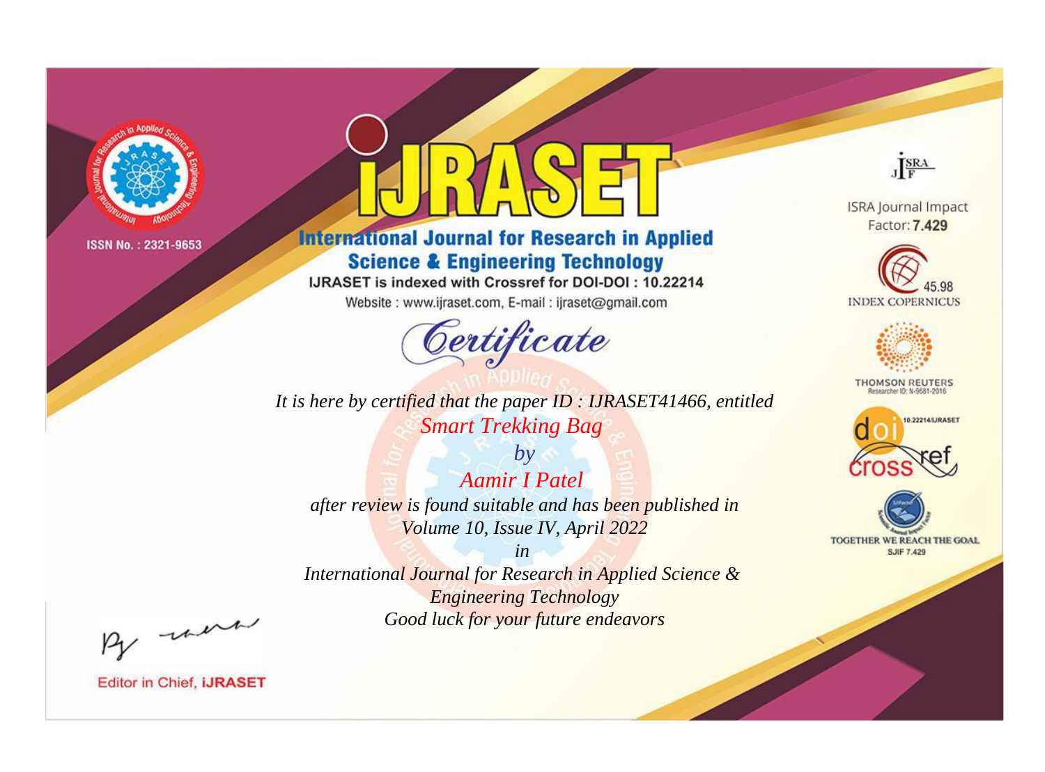ISSN No. : 2321-9653

# iJRASET

## International Journal for Research in Applied Science & Engineering Technology

IJRASET is indexed with Crossref for DOI-DOI : 10.22214

Website : www.ijraset.com, E-mail : ijraset@gmail.com

ISRA Journal Impact Factor: **7.429**

45.98 INDEX COPERNICUS

THOMSON REUTERS Researcher ID: N-9681-2016

10.22214/IJRASET

TOGETHER WE REACH THE GOAL SJIF 7.429

# *Certificate*

*It is here by certified that the paper ID : IJRASET41466, entitled*

*Smart Trekking Bag*

*by*

*Aamir I Patel*

*after review is found suitable and has been published in*

*Volume 10, Issue IV, April 2022*

*in*

*International Journal for Research in Applied Science & Engineering Technology*

*Good luck for your future endeavors*

Editor in Chief, **iJRASET**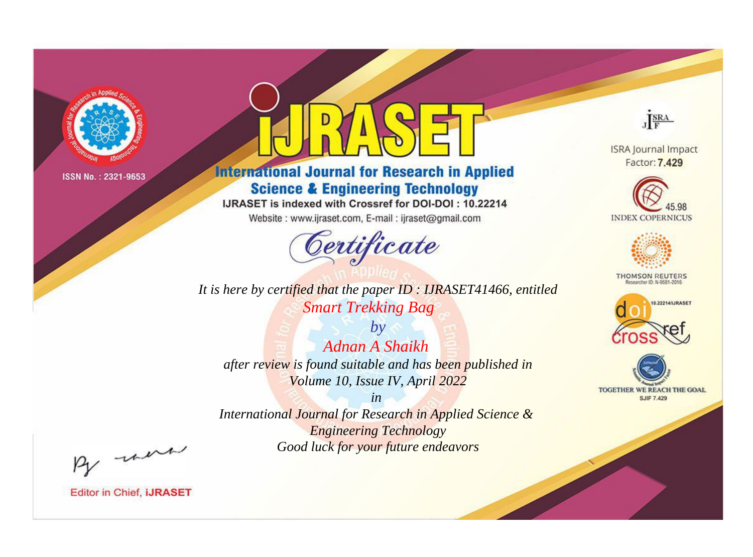ISSN No. : 2321-9653

# iJRASET

## International Journal for Research in Applied Science & Engineering Technology

IJRASET is indexed with Crossref for DOI-DOI : 10.22214

Website : www.ijraset.com, E-mail : ijraset@gmail.com

*Certificate*

*It is here by certified that the paper ID : IJRASET41466, entitled*

*Smart Trekking Bag*

*by*

*Adnan A Shaikh*

*after review is found suitable and has been published in*

*Volume 10, Issue IV, April 2022*

*in*

*International Journal for Research in Applied Science & Engineering Technology*

*Good luck for your future endeavors*

ISRA Journal Impact Factor: **7.429**

45.98 INDEX COPERNICUS

THOMSON REUTERS Researcher ID: N-9681-2016

10.22214/IJRASET

TOGETHER WE REACH THE GOAL SJIF 7.429

Editor in Chief, **iJRASET**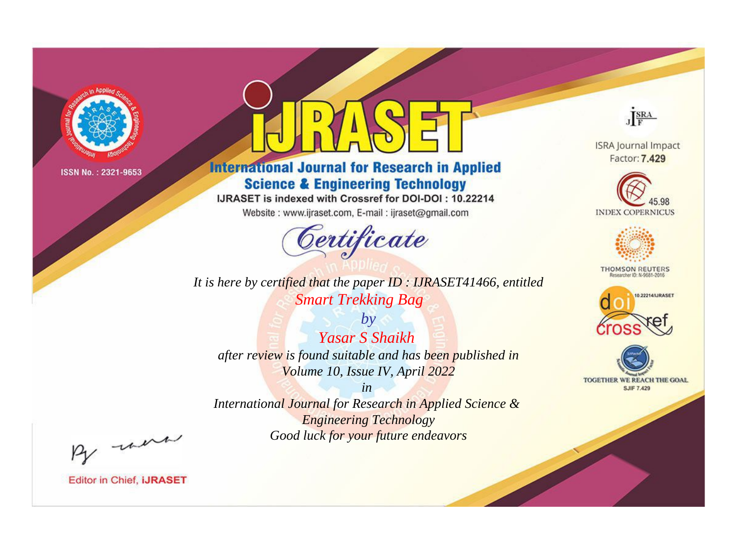ISSN No. : 2321-9653

# IJRASET

## International Journal for Research in Applied Science & Engineering Technology

IJRASET is indexed with Crossref for DOI-DOI : 10.22214

Website : www.ijraset.com, E-mail : ijraset@gmail.com

ISRA Journal Impact Factor: **7.429**

45.98 INDEX COPERNICUS

THOMSON REUTERS Researcher ID: N-9681-2016

10.22214/IJRASET

TOGETHER WE REACH THE GOAL SJIF 7.429

# *Certificate*

*It is here by certified that the paper ID : IJRASET41466, entitled*

*Smart Trekking Bag*

*by*

*Yasar S Shaikh*

*after review is found suitable and has been published in*

*Volume 10, Issue IV, April 2022*

*in*

*International Journal for Research in Applied Science & Engineering Technology*

*Good luck for your future endeavors*

Editor in Chief, **iJRASET**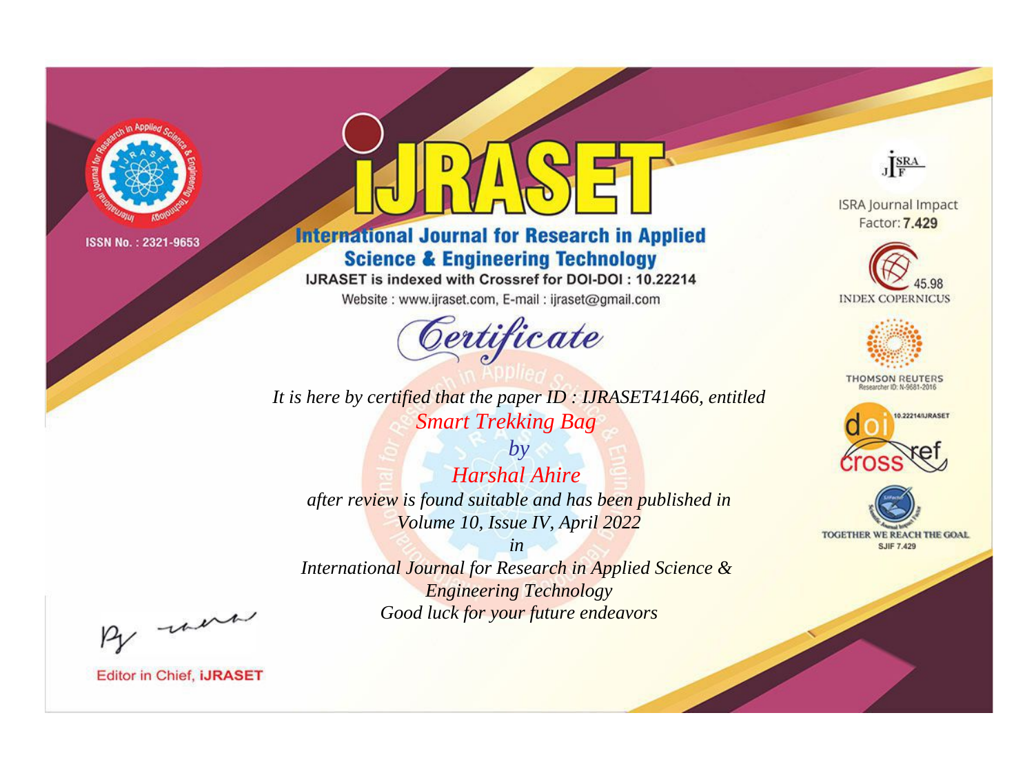ISSN No. : 2321-9653

# iJRASET

## International Journal for Research in Applied Science & Engineering Technology

IJRASET is indexed with Crossref for DOI-DOI : 10.22214

Website : www.ijraset.com, E-mail : ijraset@gmail.com

*Certificate*

*It is here by certified that the paper ID : IJRASET41466, entitled*

*Smart Trekking Bag*

*by*

*Harshal Ahire*

*after review is found suitable and has been published in*

*Volume 10, Issue IV, April 2022*

*in*

*International Journal for Research in Applied Science & Engineering Technology*

*Good luck for your future endeavors*

ISRA Journal Impact Factor: **7.429**

45.98 INDEX COPERNICUS

THOMSON REUTERS Researcher ID: N-9681-2016

10.22214/IJRASET

TOGETHER WE REACH THE GOAL SJIF 7.429

Editor in Chief, **iJRASET**